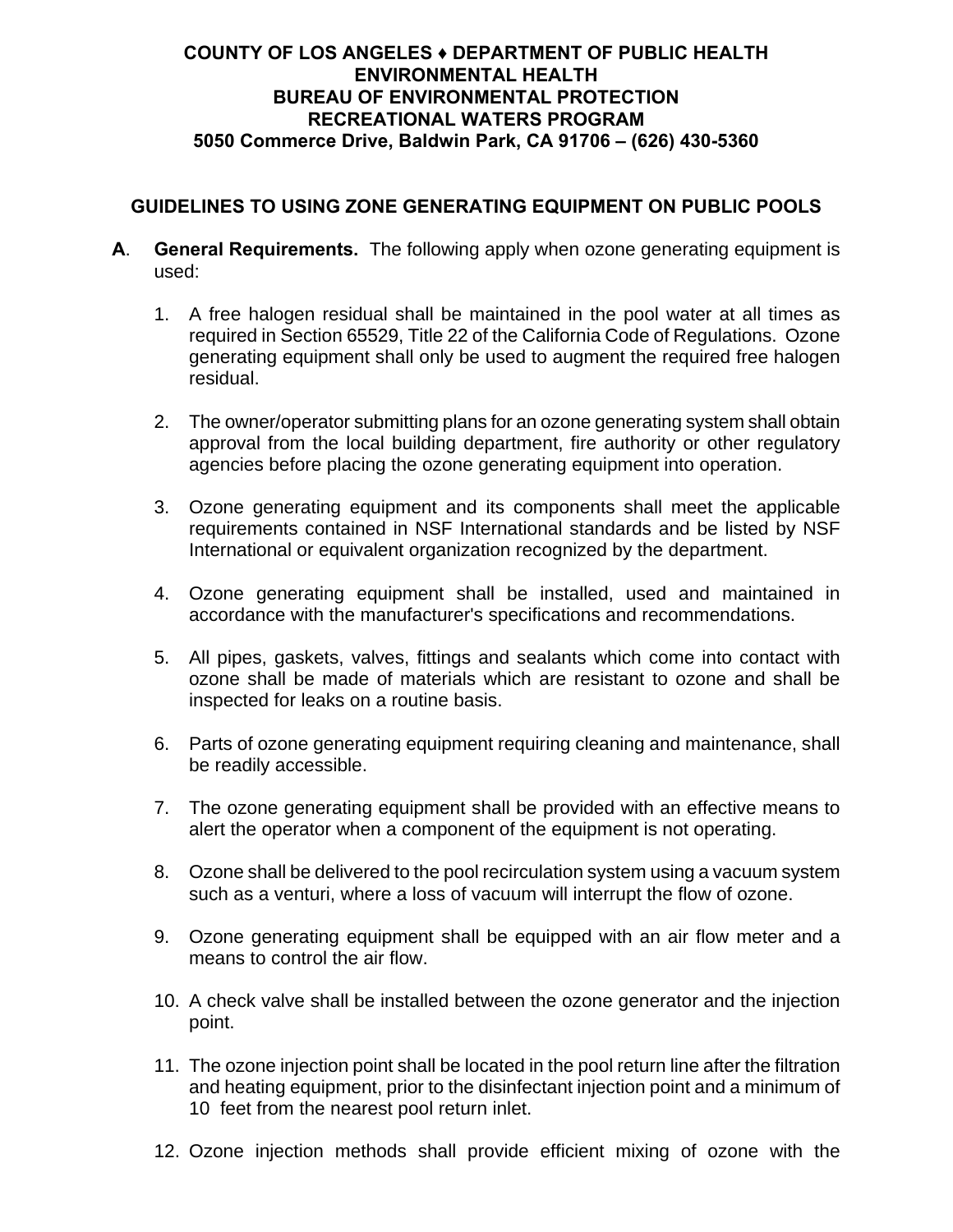**COUNTY OF LOS ANGELES ♦ DEPARTMENT OF PUBLIC HEALTH**
**ENVIRONMENTAL HEALTH**
**BUREAU OF ENVIRONMENTAL PROTECTION**
**RECREATIONAL WATERS PROGRAM**
**5050 Commerce Drive, Baldwin Park, CA 91706 – (626) 430-5360**

## GUIDELINES TO USING ZONE GENERATING EQUIPMENT ON PUBLIC POOLS

**A**. **General Requirements.** The following apply when ozone generating equipment is used:

1. A free halogen residual shall be maintained in the pool water at all times as required in Section 65529, Title 22 of the California Code of Regulations. Ozone generating equipment shall only be used to augment the required free halogen residual.

2. The owner/operator submitting plans for an ozone generating system shall obtain approval from the local building department, fire authority or other regulatory agencies before placing the ozone generating equipment into operation.

3. Ozone generating equipment and its components shall meet the applicable requirements contained in NSF International standards and be listed by NSF International or equivalent organization recognized by the department.

4. Ozone generating equipment shall be installed, used and maintained in accordance with the manufacturer's specifications and recommendations.

5. All pipes, gaskets, valves, fittings and sealants which come into contact with ozone shall be made of materials which are resistant to ozone and shall be inspected for leaks on a routine basis.

6. Parts of ozone generating equipment requiring cleaning and maintenance, shall be readily accessible.

7. The ozone generating equipment shall be provided with an effective means to alert the operator when a component of the equipment is not operating.

8. Ozone shall be delivered to the pool recirculation system using a vacuum system such as a venturi, where a loss of vacuum will interrupt the flow of ozone.

9. Ozone generating equipment shall be equipped with an air flow meter and a means to control the air flow.

10. A check valve shall be installed between the ozone generator and the injection point.

11. The ozone injection point shall be located in the pool return line after the filtration and heating equipment, prior to the disinfectant injection point and a minimum of 10 feet from the nearest pool return inlet.

12. Ozone injection methods shall provide efficient mixing of ozone with the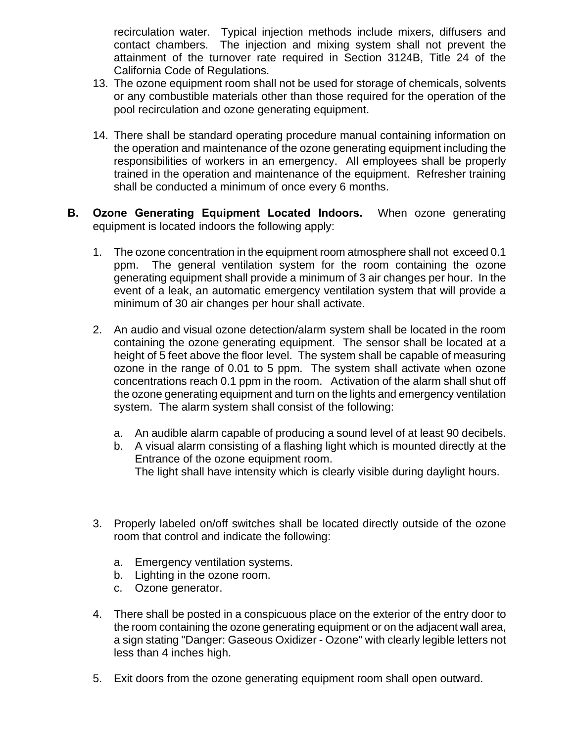recirculation water. Typical injection methods include mixers, diffusers and contact chambers. The injection and mixing system shall not prevent the attainment of the turnover rate required in Section 3124B, Title 24 of the California Code of Regulations.

13. The ozone equipment room shall not be used for storage of chemicals, solvents or any combustible materials other than those required for the operation of the pool recirculation and ozone generating equipment.

14. There shall be standard operating procedure manual containing information on the operation and maintenance of the ozone generating equipment including the responsibilities of workers in an emergency. All employees shall be properly trained in the operation and maintenance of the equipment. Refresher training shall be conducted a minimum of once every 6 months.

**B. Ozone Generating Equipment Located Indoors.** When ozone generating equipment is located indoors the following apply:

1. The ozone concentration in the equipment room atmosphere shall not exceed 0.1 ppm. The general ventilation system for the room containing the ozone generating equipment shall provide a minimum of 3 air changes per hour. In the event of a leak, an automatic emergency ventilation system that will provide a minimum of 30 air changes per hour shall activate.

2. An audio and visual ozone detection/alarm system shall be located in the room containing the ozone generating equipment. The sensor shall be located at a height of 5 feet above the floor level. The system shall be capable of measuring ozone in the range of 0.01 to 5 ppm. The system shall activate when ozone concentrations reach 0.1 ppm in the room. Activation of the alarm shall shut off the ozone generating equipment and turn on the lights and emergency ventilation system. The alarm system shall consist of the following:

   a. An audible alarm capable of producing a sound level of at least 90 decibels.
   b. A visual alarm consisting of a flashing light which is mounted directly at the Entrance of the ozone equipment room.
      The light shall have intensity which is clearly visible during daylight hours.

3. Properly labeled on/off switches shall be located directly outside of the ozone room that control and indicate the following:

   a. Emergency ventilation systems.
   b. Lighting in the ozone room.
   c. Ozone generator.

4. There shall be posted in a conspicuous place on the exterior of the entry door to the room containing the ozone generating equipment or on the adjacent wall area, a sign stating "Danger: Gaseous Oxidizer - Ozone" with clearly legible letters not less than 4 inches high.

5. Exit doors from the ozone generating equipment room shall open outward.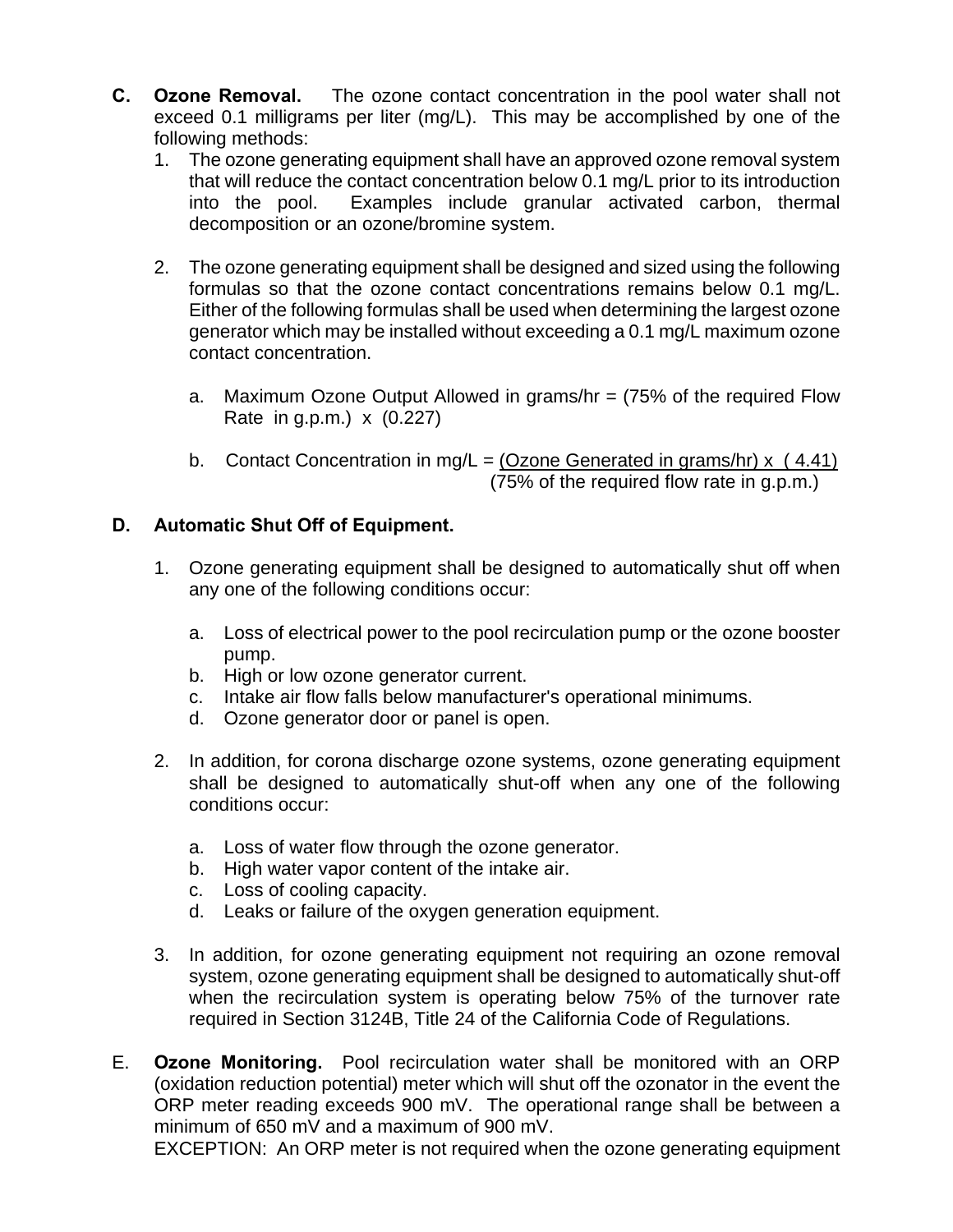**C. Ozone Removal.** The ozone contact concentration in the pool water shall not exceed 0.1 milligrams per liter (mg/L). This may be accomplished by one of the following methods:

1. The ozone generating equipment shall have an approved ozone removal system that will reduce the contact concentration below 0.1 mg/L prior to its introduction into the pool. Examples include granular activated carbon, thermal decomposition or an ozone/bromine system.

2. The ozone generating equipment shall be designed and sized using the following formulas so that the ozone contact concentrations remains below 0.1 mg/L. Either of the following formulas shall be used when determining the largest ozone generator which may be installed without exceeding a 0.1 mg/L maximum ozone contact concentration.

   a. Maximum Ozone Output Allowed in grams/hr = (75% of the required Flow Rate in g.p.m.) x (0.227)

   b. Contact Concentration in mg/L = $\dfrac{\text{(Ozone Generated in grams/hr)} \times (4.41)}{\text{(75\% of the required flow rate in g.p.m.)}}$

**D. Automatic Shut Off of Equipment.**

1. Ozone generating equipment shall be designed to automatically shut off when any one of the following conditions occur:

   a. Loss of electrical power to the pool recirculation pump or the ozone booster pump.
   b. High or low ozone generator current.
   c. Intake air flow falls below manufacturer's operational minimums.
   d. Ozone generator door or panel is open.

2. In addition, for corona discharge ozone systems, ozone generating equipment shall be designed to automatically shut-off when any one of the following conditions occur:

   a. Loss of water flow through the ozone generator.
   b. High water vapor content of the intake air.
   c. Loss of cooling capacity.
   d. Leaks or failure of the oxygen generation equipment.

3. In addition, for ozone generating equipment not requiring an ozone removal system, ozone generating equipment shall be designed to automatically shut-off when the recirculation system is operating below 75% of the turnover rate required in Section 3124B, Title 24 of the California Code of Regulations.

E. **Ozone Monitoring.** Pool recirculation water shall be monitored with an ORP (oxidation reduction potential) meter which will shut off the ozonator in the event the ORP meter reading exceeds 900 mV. The operational range shall be between a minimum of 650 mV and a maximum of 900 mV.
EXCEPTION: An ORP meter is not required when the ozone generating equipment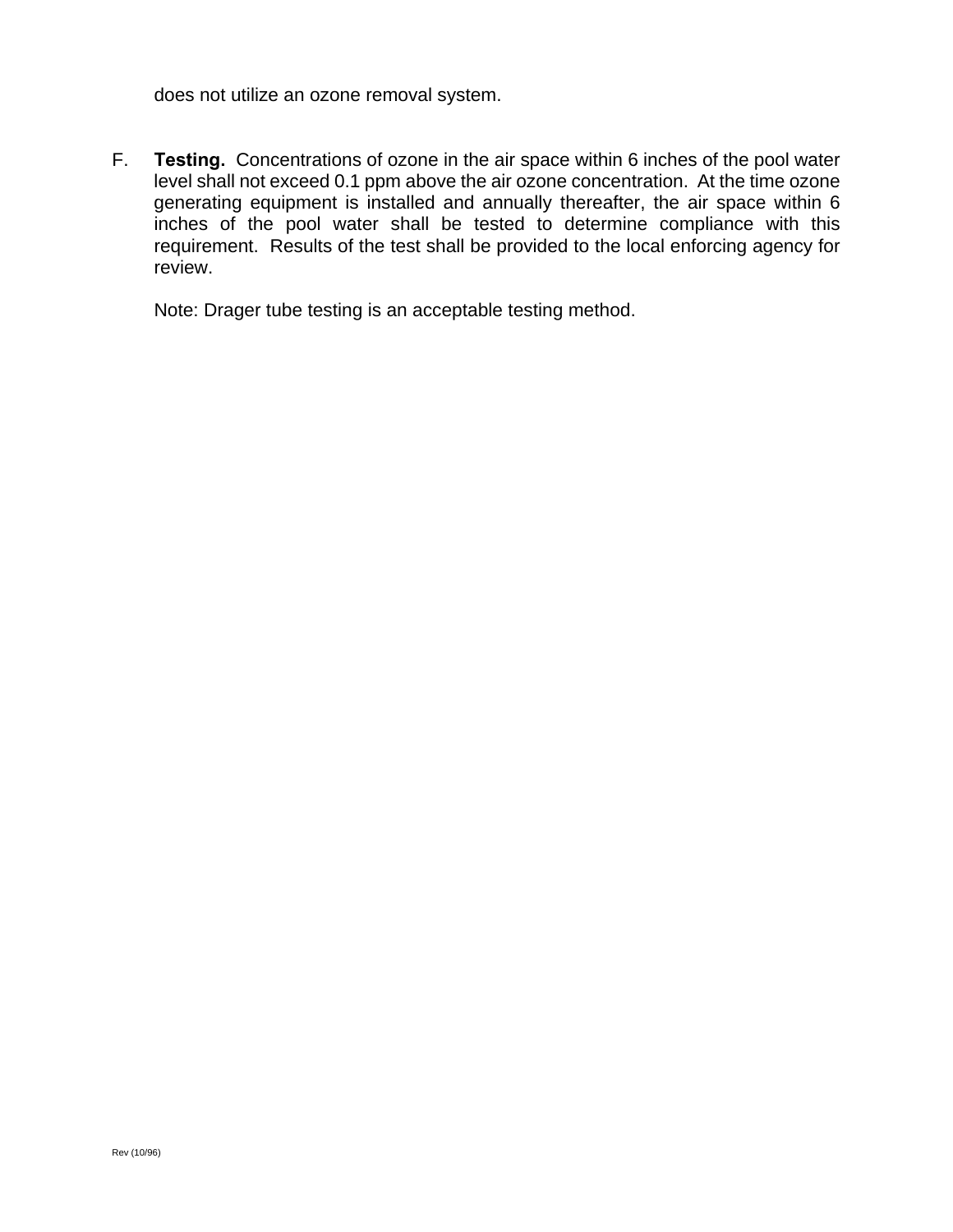does not utilize an ozone removal system.

F. **Testing.** Concentrations of ozone in the air space within 6 inches of the pool water level shall not exceed 0.1 ppm above the air ozone concentration. At the time ozone generating equipment is installed and annually thereafter, the air space within 6 inches of the pool water shall be tested to determine compliance with this requirement. Results of the test shall be provided to the local enforcing agency for review.

Note: Drager tube testing is an acceptable testing method.